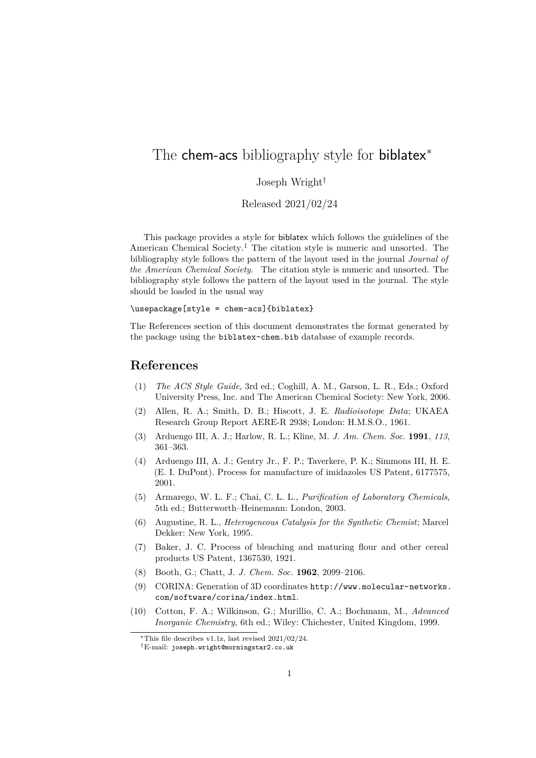# The chem-acs bibliography style for biblatex[*]

Joseph Wright[†]

Released 2021/02/24

This package provides a style for biblatex which follows the guidelines of the American Chemical Society.[1] The citation style is numeric and unsorted. The bibliography style follows the pattern of the layout used in the journal *Journal of the American Chemical Society*. The citation style is numeric and unsorted. The bibliography style follows the pattern of the layout used in the journal. The style should be loaded in the usual way

```
\usepackage[style = chem-acs]{biblatex}
```

The References section of this document demonstrates the format generated by the package using the `biblatex-chem.bib` database of example records.

## References

(1) *The ACS Style Guide*, 3rd ed.; Coghill, A. M., Garson, L. R., Eds.; Oxford University Press, Inc. and The American Chemical Society: New York, 2006.

(2) Allen, R. A.; Smith, D. B.; Hiscott, J. E. *Radioisotope Data*; UKAEA Research Group Report AERE-R 2938; London: H.M.S.O., 1961.

(3) Arduengo III, A. J.; Harlow, R. L.; Kline, M. *J. Am. Chem. Soc.* **1991**, *113*, 361–363.

(4) Arduengo III, A. J.; Gentry Jr., F. P.; Taverkere, P. K.; Simmons III, H. E. (E. I. DuPont). Process for manufacture of imidazoles US Patent, 6177575, 2001.

(5) Armarego, W. L. F.; Chai, C. L. L., *Purification of Laboratory Chemicals*, 5th ed.; Butterworth–Heinemann: London, 2003.

(6) Augustine, R. L., *Heterogeneous Catalysis for the Synthetic Chemist*; Marcel Dekker: New York, 1995.

(7) Baker, J. C. Process of bleaching and maturing flour and other cereal products US Patent, 1367530, 1921.

(8) Booth, G.; Chatt, J. *J. Chem. Soc.* **1962**, 2099–2106.

(9) CORINA: Generation of 3D coordinates `http://www.molecular-networks.com/software/corina/index.html`.

(10) Cotton, F. A.; Wilkinson, G.; Murillio, C. A.; Bochmann, M., *Advanced Inorganic Chemistry*, 6th ed.; Wiley: Chichester, United Kingdom, 1999.

---

[*] This file describes v1.1z, last revised 2021/02/24.

[†] E-mail: `joseph.wright@morningstar2.co.uk`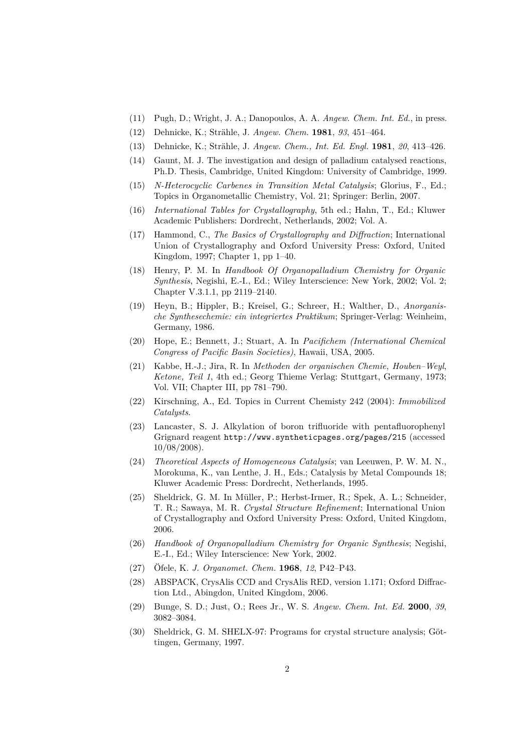(11) Pugh, D.; Wright, J. A.; Danopoulos, A. A. *Angew. Chem. Int. Ed.*, in press.

(12) Dehnicke, K.; Strähle, J. *Angew. Chem.* **1981**, *93*, 451–464.

(13) Dehnicke, K.; Strähle, J. *Angew. Chem., Int. Ed. Engl.* **1981**, *20*, 413–426.

(14) Gaunt, M. J. The investigation and design of palladium catalysed reactions, Ph.D. Thesis, Cambridge, United Kingdom: University of Cambridge, 1999.

(15) *N-Heterocyclic Carbenes in Transition Metal Catalysis*; Glorius, F., Ed.; Topics in Organometallic Chemistry, Vol. 21; Springer: Berlin, 2007.

(16) *International Tables for Crystallography*, 5th ed.; Hahn, T., Ed.; Kluwer Academic Publishers: Dordrecht, Netherlands, 2002; Vol. A.

(17) Hammond, C., *The Basics of Crystallography and Diffraction*; International Union of Crystallography and Oxford University Press: Oxford, United Kingdom, 1997; Chapter 1, pp 1–40.

(18) Henry, P. M. In *Handbook Of Organopalladium Chemistry for Organic Synthesis*, Negishi, E.-I., Ed.; Wiley Interscience: New York, 2002; Vol. 2; Chapter V.3.1.1, pp 2119–2140.

(19) Heyn, B.; Hippler, B.; Kreisel, G.; Schreer, H.; Walther, D., *Anorganische Synthesechemie: ein integriertes Praktikum*; Springer-Verlag: Weinheim, Germany, 1986.

(20) Hope, E.; Bennett, J.; Stuart, A. In *Pacifichem (International Chemical Congress of Pacific Basin Societies)*, Hawaii, USA, 2005.

(21) Kabbe, H.-J.; Jira, R. In *Methoden der organischen Chemie, Houben–Weyl, Ketone, Teil 1*, 4th ed.; Georg Thieme Verlag: Stuttgart, Germany, 1973; Vol. VII; Chapter III, pp 781–790.

(22) Kirschning, A., Ed. Topics in Current Chemisty 242 (2004): *Immobilized Catalysts*.

(23) Lancaster, S. J. Alkylation of boron trifluoride with pentafluorophenyl Grignard reagent `http://www.syntheticpages.org/pages/215` (accessed 10/08/2008).

(24) *Theoretical Aspects of Homogeneous Catalysis*; van Leeuwen, P. W. M. N., Morokuma, K., van Lenthe, J. H., Eds.; Catalysis by Metal Compounds 18; Kluwer Academic Press: Dordrecht, Netherlands, 1995.

(25) Sheldrick, G. M. In Müller, P.; Herbst-Irmer, R.; Spek, A. L.; Schneider, T. R.; Sawaya, M. R. *Crystal Structure Refinement*; International Union of Crystallography and Oxford University Press: Oxford, United Kingdom, 2006.

(26) *Handbook of Organopalladium Chemistry for Organic Synthesis*; Negishi, E.-I., Ed.; Wiley Interscience: New York, 2002.

(27) Öfele, K. *J. Organomet. Chem.* **1968**, *12*, P42–P43.

(28) ABSPACK, CrysAlis CCD and CrysAlis RED, version 1.171; Oxford Diffraction Ltd., Abingdon, United Kingdom, 2006.

(29) Bunge, S. D.; Just, O.; Rees Jr., W. S. *Angew. Chem. Int. Ed.* **2000**, *39*, 3082–3084.

(30) Sheldrick, G. M. SHELX-97: Programs for crystal structure analysis; Göttingen, Germany, 1997.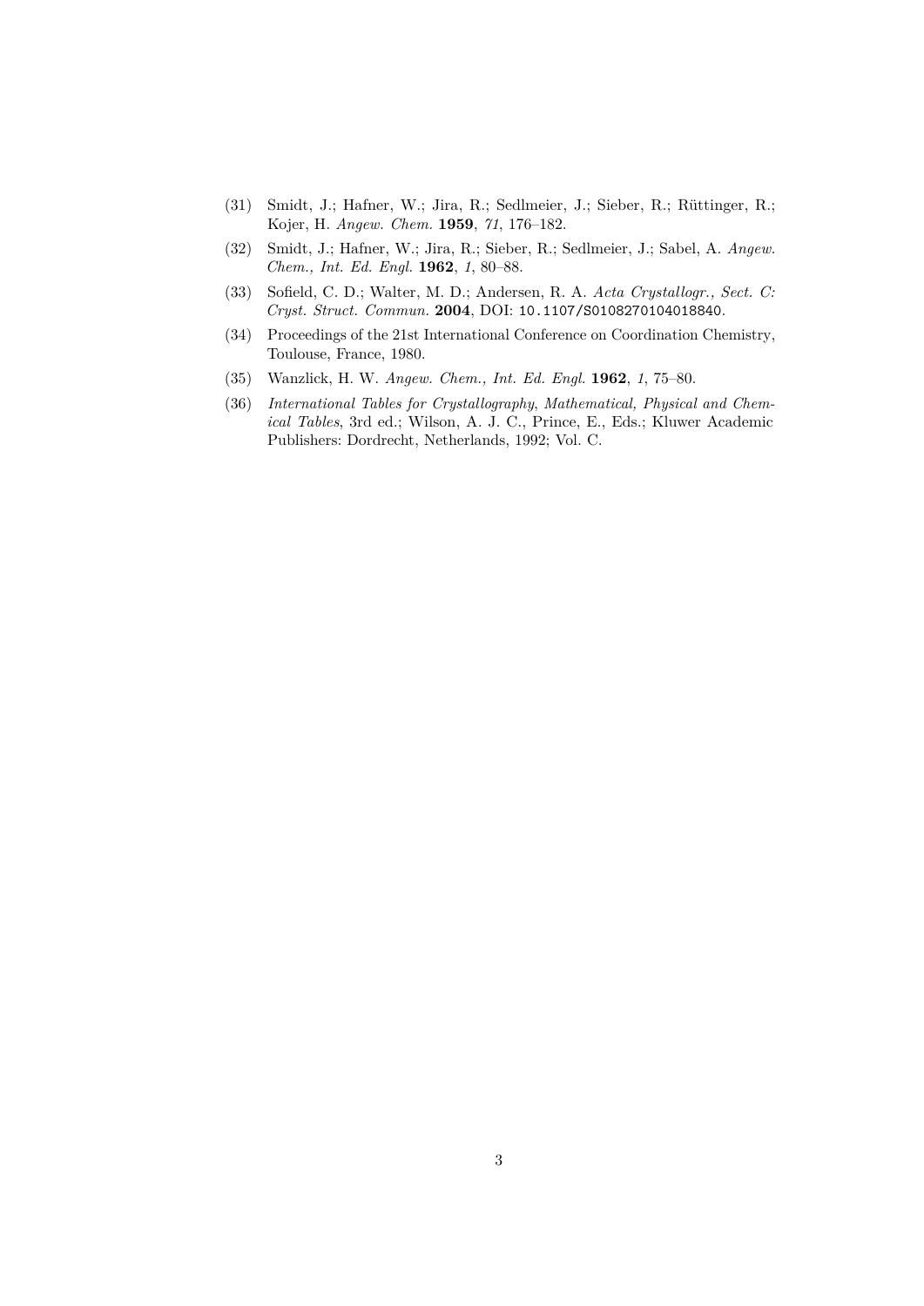(31) Smidt, J.; Hafner, W.; Jira, R.; Sedlmeier, J.; Sieber, R.; Rüttinger, R.; Kojer, H. *Angew. Chem.* **1959**, *71*, 176–182.

(32) Smidt, J.; Hafner, W.; Jira, R.; Sieber, R.; Sedlmeier, J.; Sabel, A. *Angew. Chem., Int. Ed. Engl.* **1962**, *1*, 80–88.

(33) Sofield, C. D.; Walter, M. D.; Andersen, R. A. *Acta Crystallogr., Sect. C: Cryst. Struct. Commun.* **2004**, DOI: `10.1107/S0108270104018840`.

(34) Proceedings of the 21st International Conference on Coordination Chemistry, Toulouse, France, 1980.

(35) Wanzlick, H. W. *Angew. Chem., Int. Ed. Engl.* **1962**, *1*, 75–80.

(36) *International Tables for Crystallography*, *Mathematical, Physical and Chemical Tables*, 3rd ed.; Wilson, A. J. C., Prince, E., Eds.; Kluwer Academic Publishers: Dordrecht, Netherlands, 1992; Vol. C.